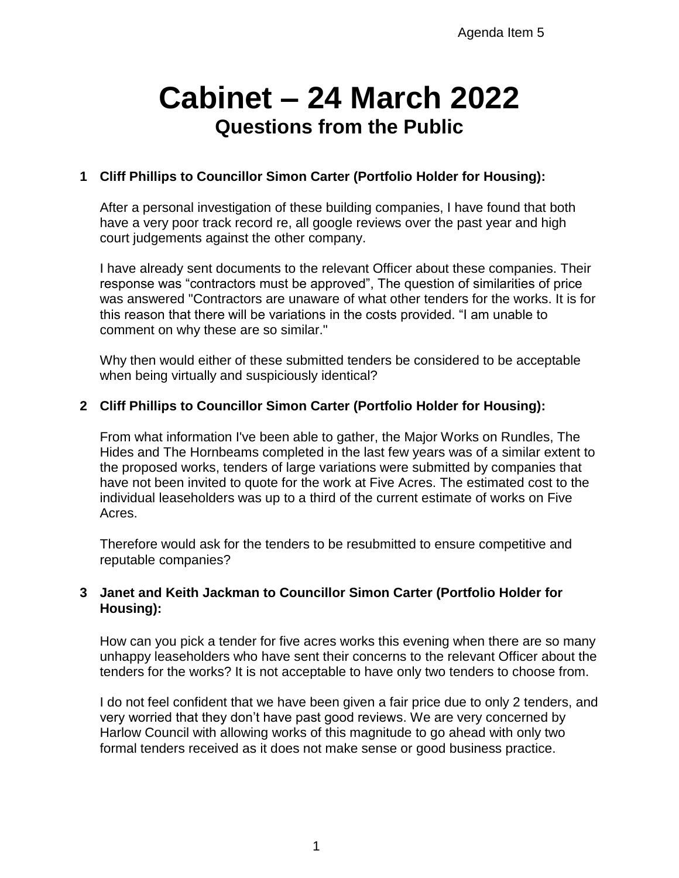Agenda Item 5

# Cabinet – 24 March 2022

## Questions from the Public

**1 Cliff Phillips to Councillor Simon Carter (Portfolio Holder for Housing):**

After a personal investigation of these building companies, I have found that both have a very poor track record re, all google reviews over the past year and high court judgements against the other company.

I have already sent documents to the relevant Officer about these companies. Their response was "contractors must be approved", The question of similarities of price was answered "Contractors are unaware of what other tenders for the works. It is for this reason that there will be variations in the costs provided. "I am unable to comment on why these are so similar."

Why then would either of these submitted tenders be considered to be acceptable when being virtually and suspiciously identical?

**2 Cliff Phillips to Councillor Simon Carter (Portfolio Holder for Housing):**

From what information I've been able to gather, the Major Works on Rundles, The Hides and The Hornbeams completed in the last few years was of a similar extent to the proposed works, tenders of large variations were submitted by companies that have not been invited to quote for the work at Five Acres. The estimated cost to the individual leaseholders was up to a third of the current estimate of works on Five Acres.

Therefore would ask for the tenders to be resubmitted to ensure competitive and reputable companies?

**3 Janet and Keith Jackman to Councillor Simon Carter (Portfolio Holder for Housing):**

How can you pick a tender for five acres works this evening when there are so many unhappy leaseholders who have sent their concerns to the relevant Officer about the tenders for the works? It is not acceptable to have only two tenders to choose from.

I do not feel confident that we have been given a fair price due to only 2 tenders, and very worried that they don't have past good reviews. We are very concerned by Harlow Council with allowing works of this magnitude to go ahead with only two formal tenders received as it does not make sense or good business practice.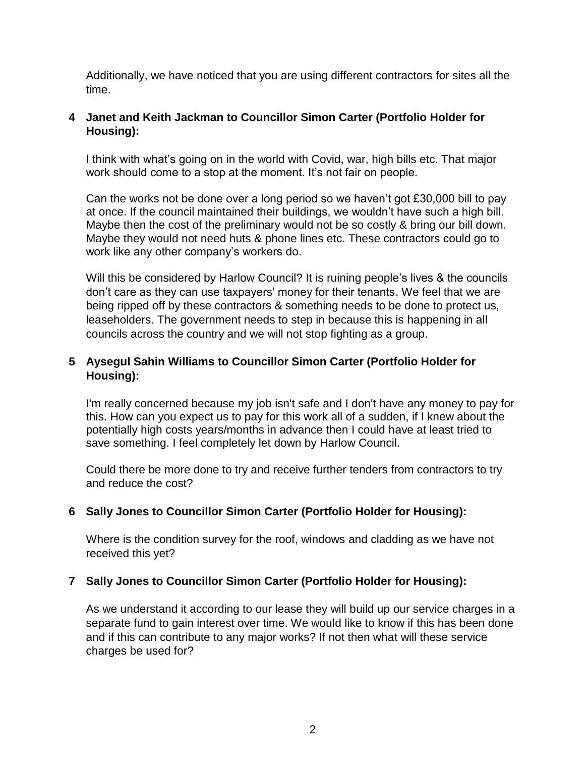Additionally, we have noticed that you are using different contractors for sites all the time.

**4 Janet and Keith Jackman to Councillor Simon Carter (Portfolio Holder for Housing):**

I think with what's going on in the world with Covid, war, high bills etc. That major work should come to a stop at the moment. It's not fair on people.

Can the works not be done over a long period so we haven't got £30,000 bill to pay at once. If the council maintained their buildings, we wouldn't have such a high bill. Maybe then the cost of the preliminary would not be so costly & bring our bill down. Maybe they would not need huts & phone lines etc. These contractors could go to work like any other company's workers do.

Will this be considered by Harlow Council? It is ruining people's lives & the councils don't care as they can use taxpayers' money for their tenants. We feel that we are being ripped off by these contractors & something needs to be done to protect us, leaseholders. The government needs to step in because this is happening in all councils across the country and we will not stop fighting as a group.

**5 Aysegul Sahin Williams to Councillor Simon Carter (Portfolio Holder for Housing):**

I'm really concerned because my job isn't safe and I don't have any money to pay for this. How can you expect us to pay for this work all of a sudden, if I knew about the potentially high costs years/months in advance then I could have at least tried to save something. I feel completely let down by Harlow Council.

Could there be more done to try and receive further tenders from contractors to try and reduce the cost?

**6 Sally Jones to Councillor Simon Carter (Portfolio Holder for Housing):**

Where is the condition survey for the roof, windows and cladding as we have not received this yet?

**7 Sally Jones to Councillor Simon Carter (Portfolio Holder for Housing):**

As we understand it according to our lease they will build up our service charges in a separate fund to gain interest over time. We would like to know if this has been done and if this can contribute to any major works? If not then what will these service charges be used for?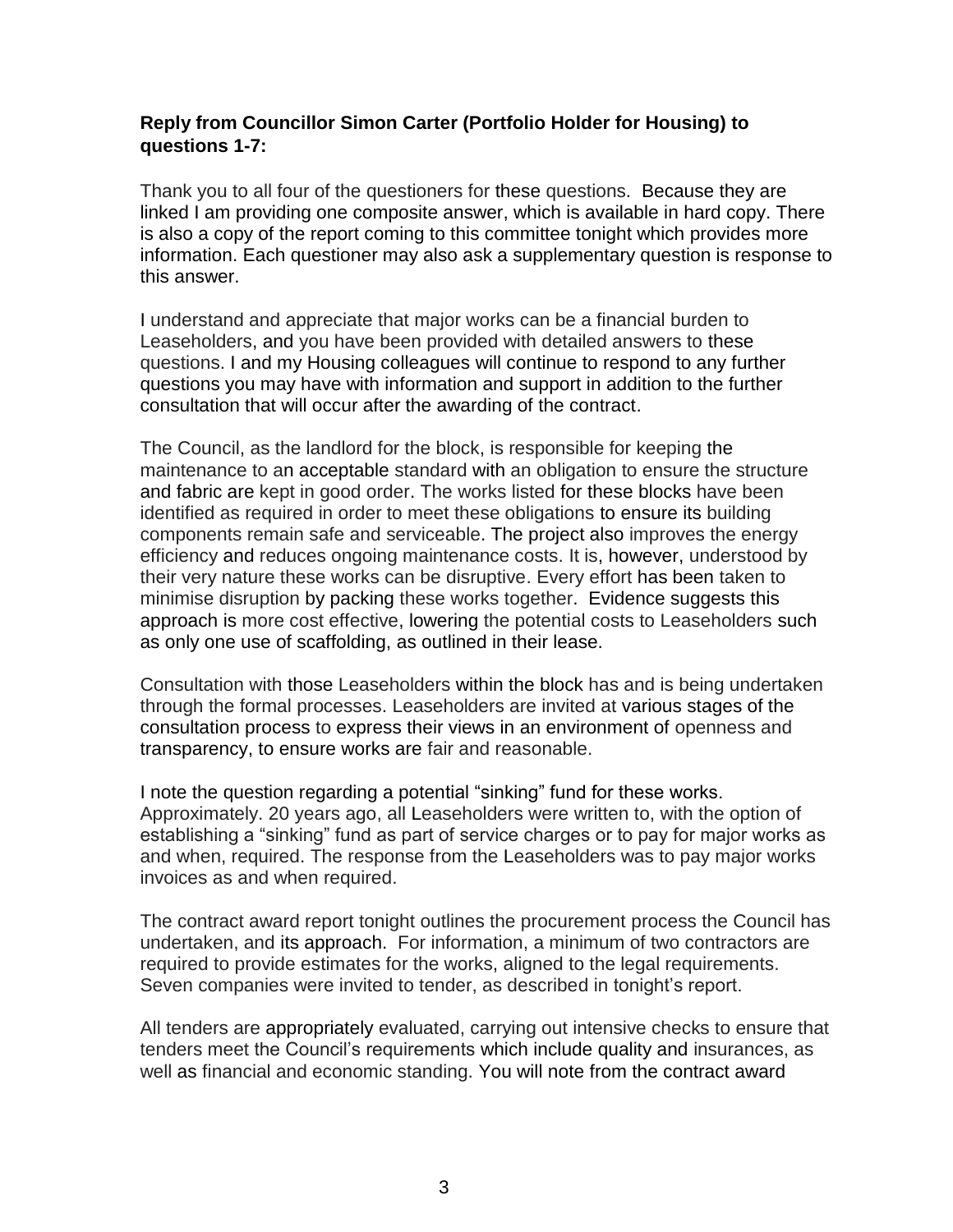**Reply from Councillor Simon Carter (Portfolio Holder for Housing) to questions 1-7:**

Thank you to all four of the questioners for these questions. Because they are linked I am providing one composite answer, which is available in hard copy. There is also a copy of the report coming to this committee tonight which provides more information. Each questioner may also ask a supplementary question is response to this answer.

I understand and appreciate that major works can be a financial burden to Leaseholders, and you have been provided with detailed answers to these questions. I and my Housing colleagues will continue to respond to any further questions you may have with information and support in addition to the further consultation that will occur after the awarding of the contract.

The Council, as the landlord for the block, is responsible for keeping the maintenance to an acceptable standard with an obligation to ensure the structure and fabric are kept in good order. The works listed for these blocks have been identified as required in order to meet these obligations to ensure its building components remain safe and serviceable. The project also improves the energy efficiency and reduces ongoing maintenance costs. It is, however, understood by their very nature these works can be disruptive. Every effort has been taken to minimise disruption by packing these works together. Evidence suggests this approach is more cost effective, lowering the potential costs to Leaseholders such as only one use of scaffolding, as outlined in their lease.

Consultation with those Leaseholders within the block has and is being undertaken through the formal processes. Leaseholders are invited at various stages of the consultation process to express their views in an environment of openness and transparency, to ensure works are fair and reasonable.

I note the question regarding a potential "sinking" fund for these works. Approximately. 20 years ago, all Leaseholders were written to, with the option of establishing a "sinking" fund as part of service charges or to pay for major works as and when, required. The response from the Leaseholders was to pay major works invoices as and when required.

The contract award report tonight outlines the procurement process the Council has undertaken, and its approach. For information, a minimum of two contractors are required to provide estimates for the works, aligned to the legal requirements. Seven companies were invited to tender, as described in tonight's report.

All tenders are appropriately evaluated, carrying out intensive checks to ensure that tenders meet the Council's requirements which include quality and insurances, as well as financial and economic standing. You will note from the contract award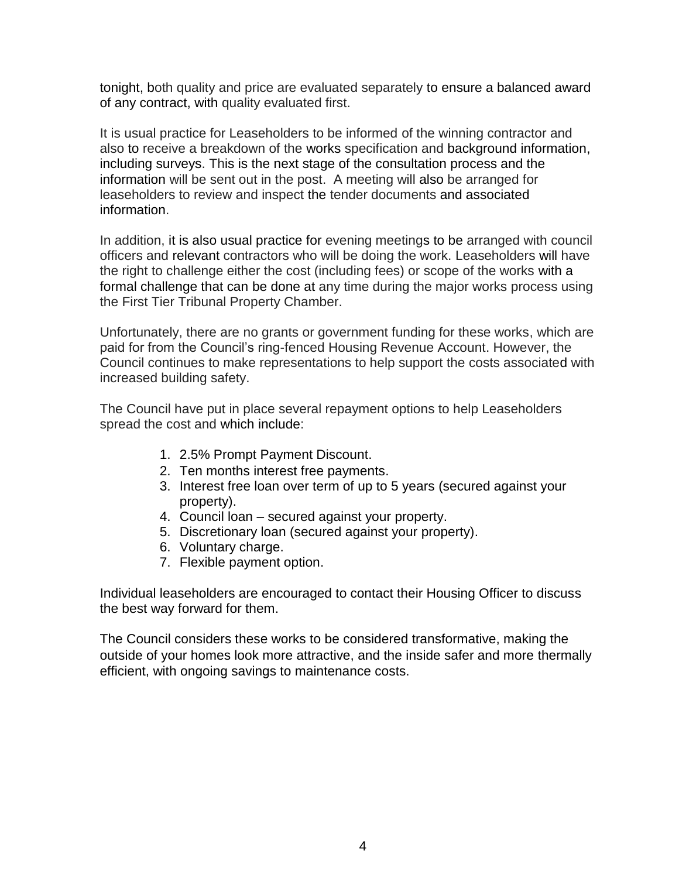tonight, both quality and price are evaluated separately to ensure a balanced award of any contract, with quality evaluated first.

It is usual practice for Leaseholders to be informed of the winning contractor and also to receive a breakdown of the works specification and background information, including surveys. This is the next stage of the consultation process and the information will be sent out in the post. A meeting will also be arranged for leaseholders to review and inspect the tender documents and associated information.

In addition, it is also usual practice for evening meetings to be arranged with council officers and relevant contractors who will be doing the work. Leaseholders will have the right to challenge either the cost (including fees) or scope of the works with a formal challenge that can be done at any time during the major works process using the First Tier Tribunal Property Chamber.

Unfortunately, there are no grants or government funding for these works, which are paid for from the Council's ring-fenced Housing Revenue Account. However, the Council continues to make representations to help support the costs associated with increased building safety.

The Council have put in place several repayment options to help Leaseholders spread the cost and which include:

1. 2.5% Prompt Payment Discount.
2. Ten months interest free payments.
3. Interest free loan over term of up to 5 years (secured against your property).
4. Council loan – secured against your property.
5. Discretionary loan (secured against your property).
6. Voluntary charge.
7. Flexible payment option.

Individual leaseholders are encouraged to contact their Housing Officer to discuss the best way forward for them.

The Council considers these works to be considered transformative, making the outside of your homes look more attractive, and the inside safer and more thermally efficient, with ongoing savings to maintenance costs.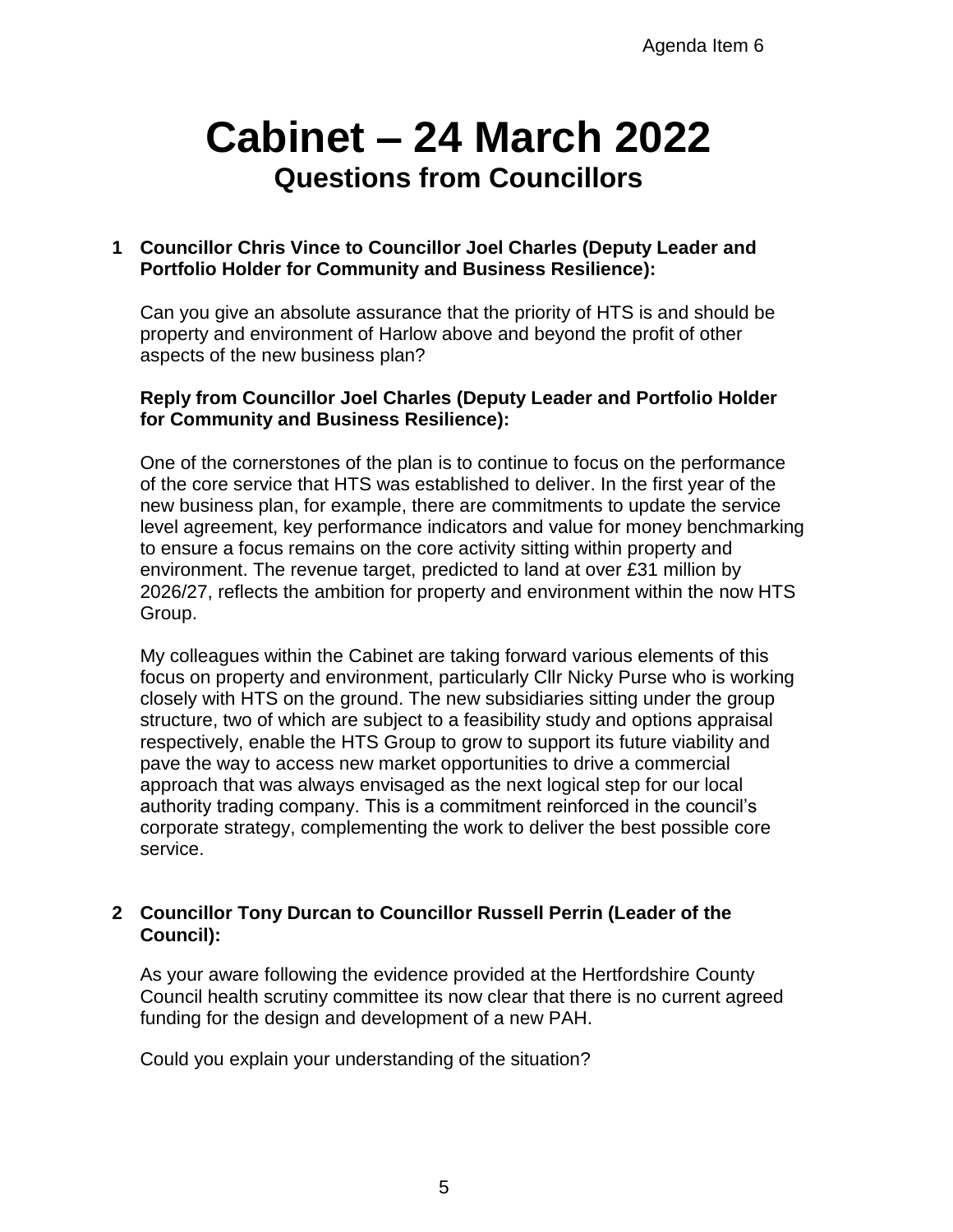Agenda Item 6

# Cabinet – 24 March 2022

## Questions from Councillors

**1 Councillor Chris Vince to Councillor Joel Charles (Deputy Leader and Portfolio Holder for Community and Business Resilience):**

Can you give an absolute assurance that the priority of HTS is and should be property and environment of Harlow above and beyond the profit of other aspects of the new business plan?

**Reply from Councillor Joel Charles (Deputy Leader and Portfolio Holder for Community and Business Resilience):**

One of the cornerstones of the plan is to continue to focus on the performance of the core service that HTS was established to deliver. In the first year of the new business plan, for example, there are commitments to update the service level agreement, key performance indicators and value for money benchmarking to ensure a focus remains on the core activity sitting within property and environment. The revenue target, predicted to land at over £31 million by 2026/27, reflects the ambition for property and environment within the now HTS Group.

My colleagues within the Cabinet are taking forward various elements of this focus on property and environment, particularly Cllr Nicky Purse who is working closely with HTS on the ground. The new subsidiaries sitting under the group structure, two of which are subject to a feasibility study and options appraisal respectively, enable the HTS Group to grow to support its future viability and pave the way to access new market opportunities to drive a commercial approach that was always envisaged as the next logical step for our local authority trading company. This is a commitment reinforced in the council's corporate strategy, complementing the work to deliver the best possible core service.

**2 Councillor Tony Durcan to Councillor Russell Perrin (Leader of the Council):**

As your aware following the evidence provided at the Hertfordshire County Council health scrutiny committee its now clear that there is no current agreed funding for the design and development of a new PAH.

Could you explain your understanding of the situation?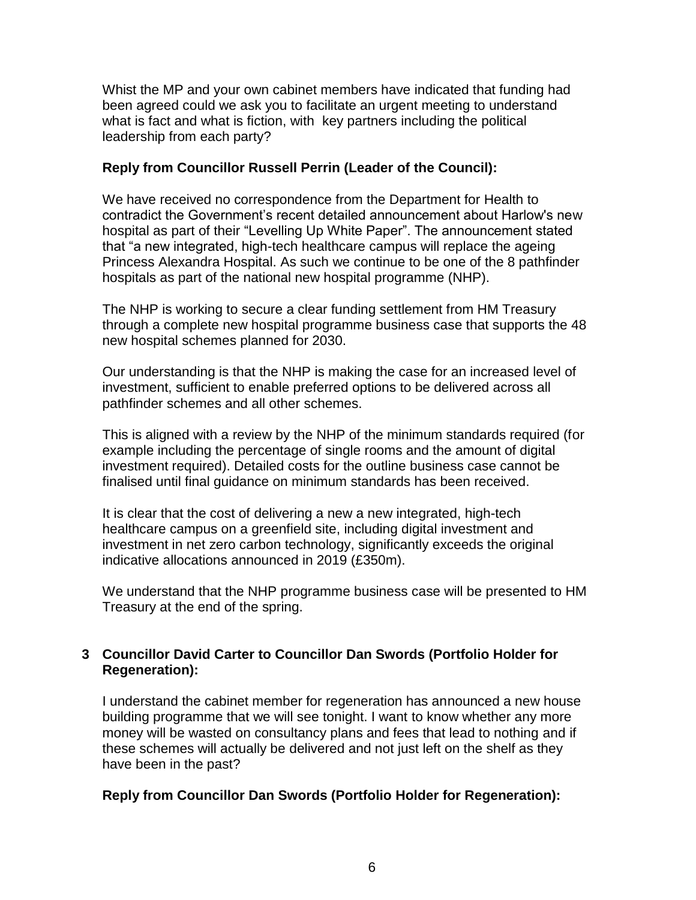Whist the MP and your own cabinet members have indicated that funding had been agreed could we ask you to facilitate an urgent meeting to understand what is fact and what is fiction, with key partners including the political leadership from each party?

**Reply from Councillor Russell Perrin (Leader of the Council):**

We have received no correspondence from the Department for Health to contradict the Government's recent detailed announcement about Harlow's new hospital as part of their "Levelling Up White Paper". The announcement stated that "a new integrated, high-tech healthcare campus will replace the ageing Princess Alexandra Hospital. As such we continue to be one of the 8 pathfinder hospitals as part of the national new hospital programme (NHP).

The NHP is working to secure a clear funding settlement from HM Treasury through a complete new hospital programme business case that supports the 48 new hospital schemes planned for 2030.

Our understanding is that the NHP is making the case for an increased level of investment, sufficient to enable preferred options to be delivered across all pathfinder schemes and all other schemes.

This is aligned with a review by the NHP of the minimum standards required (for example including the percentage of single rooms and the amount of digital investment required). Detailed costs for the outline business case cannot be finalised until final guidance on minimum standards has been received.

It is clear that the cost of delivering a new a new integrated, high-tech healthcare campus on a greenfield site, including digital investment and investment in net zero carbon technology, significantly exceeds the original indicative allocations announced in 2019 (£350m).

We understand that the NHP programme business case will be presented to HM Treasury at the end of the spring.

**3 Councillor David Carter to Councillor Dan Swords (Portfolio Holder for Regeneration):**

I understand the cabinet member for regeneration has announced a new house building programme that we will see tonight. I want to know whether any more money will be wasted on consultancy plans and fees that lead to nothing and if these schemes will actually be delivered and not just left on the shelf as they have been in the past?

**Reply from Councillor Dan Swords (Portfolio Holder for Regeneration):**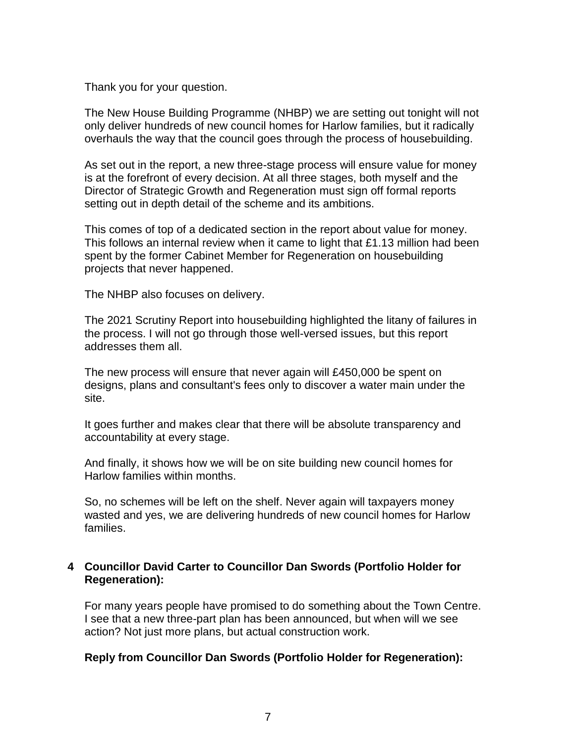Thank you for your question.

The New House Building Programme (NHBP) we are setting out tonight will not only deliver hundreds of new council homes for Harlow families, but it radically overhauls the way that the council goes through the process of housebuilding.

As set out in the report, a new three-stage process will ensure value for money is at the forefront of every decision. At all three stages, both myself and the Director of Strategic Growth and Regeneration must sign off formal reports setting out in depth detail of the scheme and its ambitions.

This comes of top of a dedicated section in the report about value for money. This follows an internal review when it came to light that £1.13 million had been spent by the former Cabinet Member for Regeneration on housebuilding projects that never happened.

The NHBP also focuses on delivery.

The 2021 Scrutiny Report into housebuilding highlighted the litany of failures in the process. I will not go through those well-versed issues, but this report addresses them all.

The new process will ensure that never again will £450,000 be spent on designs, plans and consultant's fees only to discover a water main under the site.

It goes further and makes clear that there will be absolute transparency and accountability at every stage.

And finally, it shows how we will be on site building new council homes for Harlow families within months.

So, no schemes will be left on the shelf. Never again will taxpayers money wasted and yes, we are delivering hundreds of new council homes for Harlow families.

**4 Councillor David Carter to Councillor Dan Swords (Portfolio Holder for Regeneration):**

For many years people have promised to do something about the Town Centre. I see that a new three-part plan has been announced, but when will we see action? Not just more plans, but actual construction work.

**Reply from Councillor Dan Swords (Portfolio Holder for Regeneration):**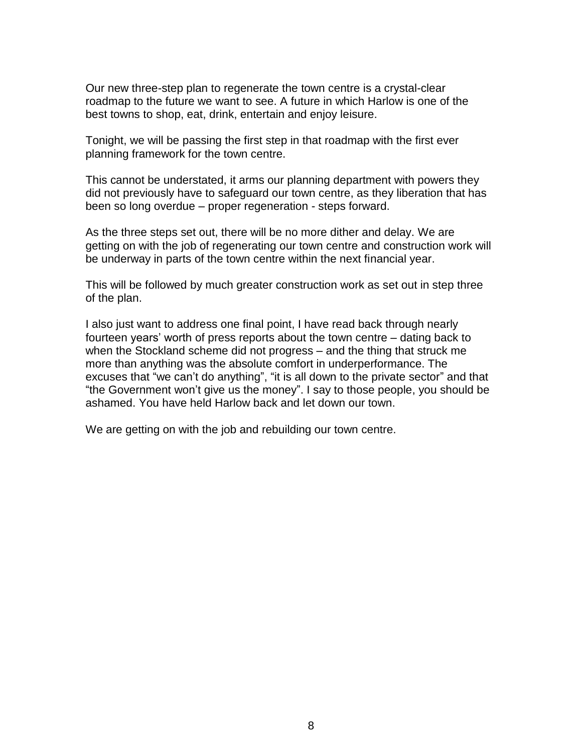Our new three-step plan to regenerate the town centre is a crystal-clear roadmap to the future we want to see. A future in which Harlow is one of the best towns to shop, eat, drink, entertain and enjoy leisure.

Tonight, we will be passing the first step in that roadmap with the first ever planning framework for the town centre.

This cannot be understated, it arms our planning department with powers they did not previously have to safeguard our town centre, as they liberation that has been so long overdue – proper regeneration - steps forward.

As the three steps set out, there will be no more dither and delay. We are getting on with the job of regenerating our town centre and construction work will be underway in parts of the town centre within the next financial year.

This will be followed by much greater construction work as set out in step three of the plan.

I also just want to address one final point, I have read back through nearly fourteen years' worth of press reports about the town centre – dating back to when the Stockland scheme did not progress – and the thing that struck me more than anything was the absolute comfort in underperformance. The excuses that "we can't do anything", "it is all down to the private sector" and that "the Government won't give us the money". I say to those people, you should be ashamed. You have held Harlow back and let down our town.

We are getting on with the job and rebuilding our town centre.